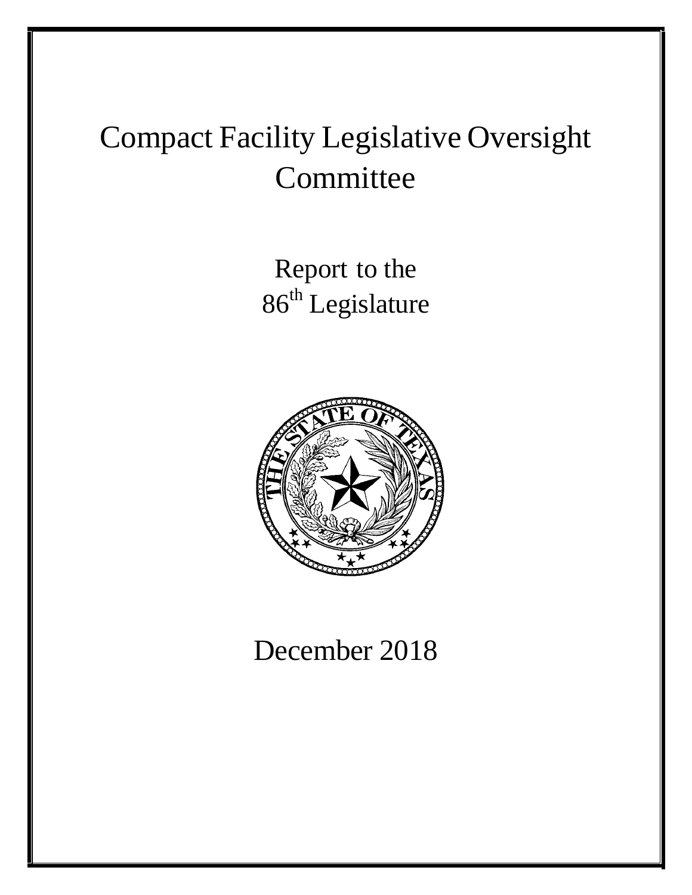# Compact Facility Legislative Oversight Committee

Report to the
86th Legislature

December 2018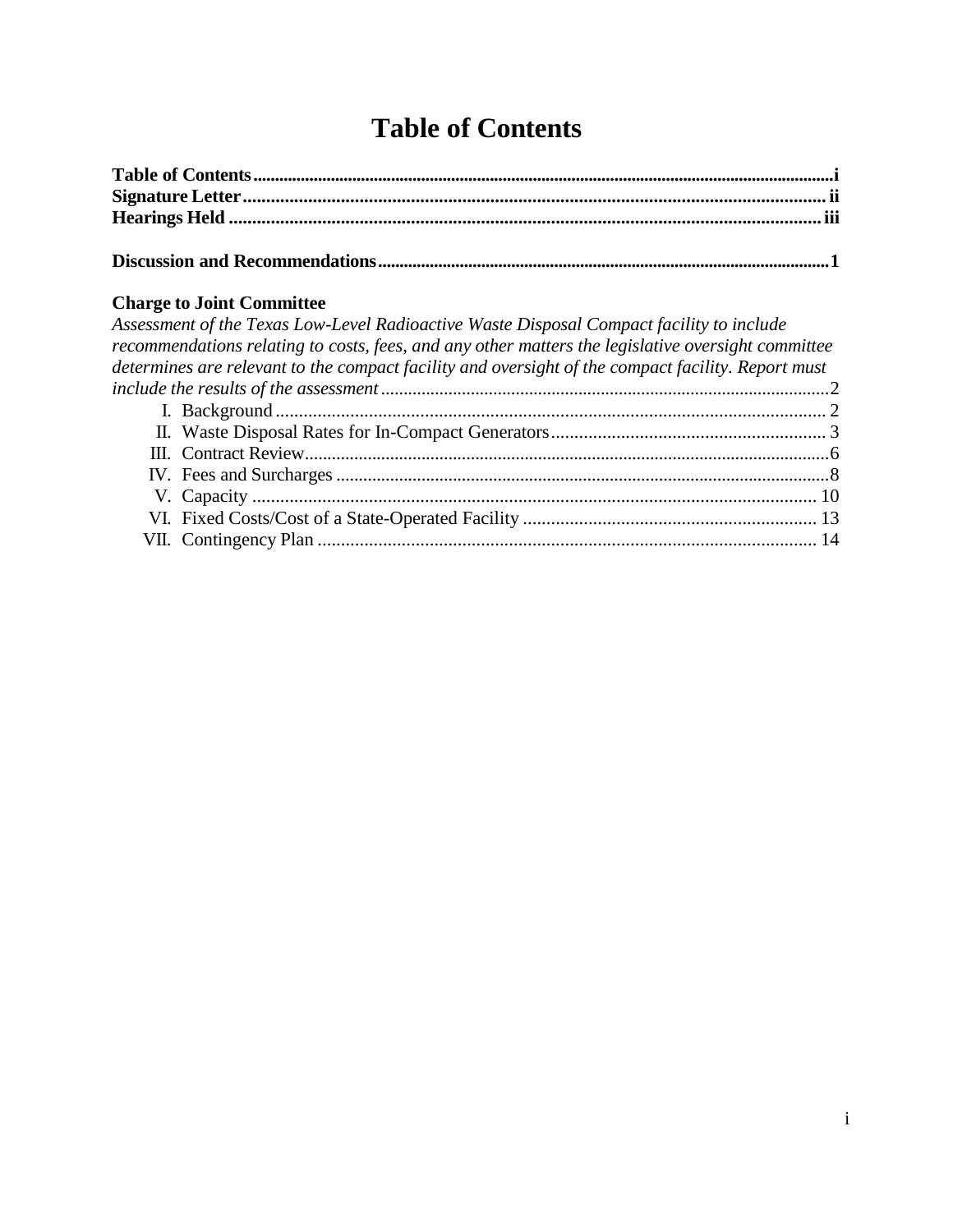# Table of Contents

**Table of Contents** ....... **i**
**Signature Letter** ....... **ii**
**Hearings Held** ....... **iii**

**Discussion and Recommendations** ....... **1**

**Charge to Joint Committee**
*Assessment of the Texas Low-Level Radioactive Waste Disposal Compact facility to include recommendations relating to costs, fees, and any other matters the legislative oversight committee determines are relevant to the compact facility and oversight of the compact facility. Report must include the results of the assessment* ....... 2

I. Background ....... 2
II. Waste Disposal Rates for In-Compact Generators ....... 3
III. Contract Review ....... 6
IV. Fees and Surcharges ....... 8
V. Capacity ....... 10
VI. Fixed Costs/Cost of a State-Operated Facility ....... 13
VII. Contingency Plan ....... 14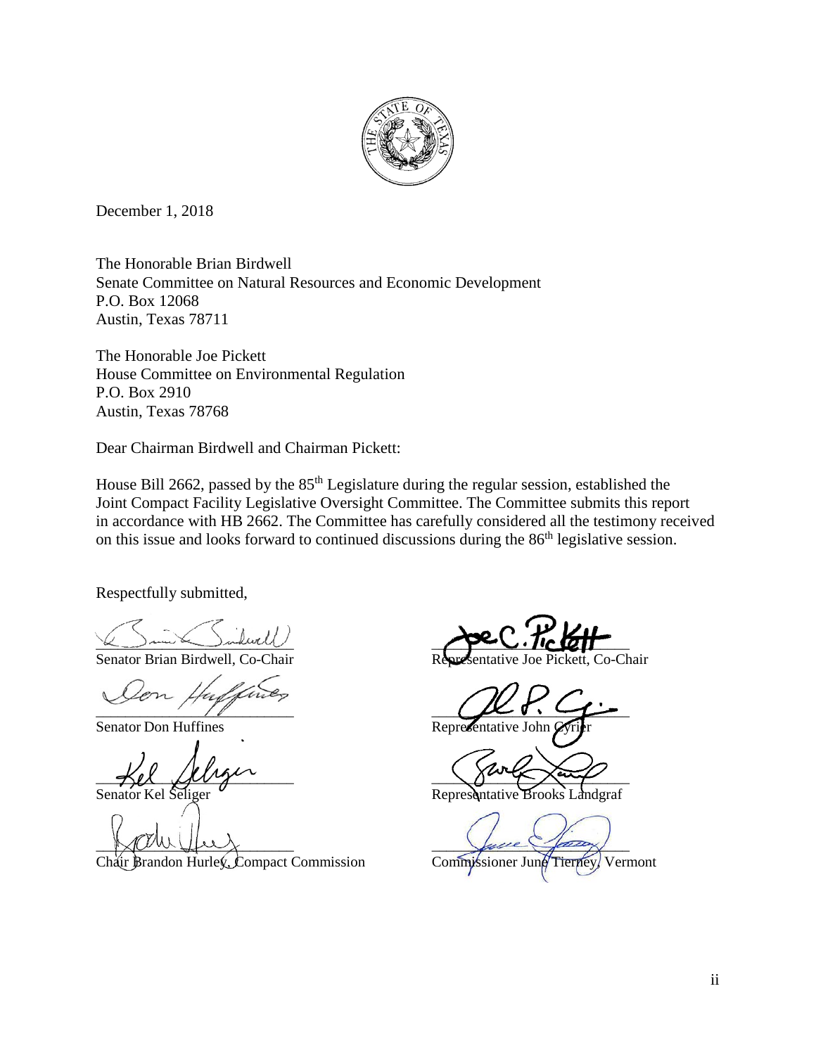December 1, 2018

The Honorable Brian Birdwell
Senate Committee on Natural Resources and Economic Development
P.O. Box 12068
Austin, Texas 78711

The Honorable Joe Pickett
House Committee on Environmental Regulation
P.O. Box 2910
Austin, Texas 78768

Dear Chairman Birdwell and Chairman Pickett:

House Bill 2662, passed by the 85th Legislature during the regular session, established the Joint Compact Facility Legislative Oversight Committee. The Committee submits this report in accordance with HB 2662. The Committee has carefully considered all the testimony received on this issue and looks forward to continued discussions during the 86th legislative session.

Respectfully submitted,

Senator Brian Birdwell, Co-Chair

Senator Don Huffines

Senator Kel Seliger

Chair Brandon Hurley, Compact Commission

Representative Joe Pickett, Co-Chair

Representative John Cyrier

Representative Brooks Landgraf

Commissioner June Tierney, Vermont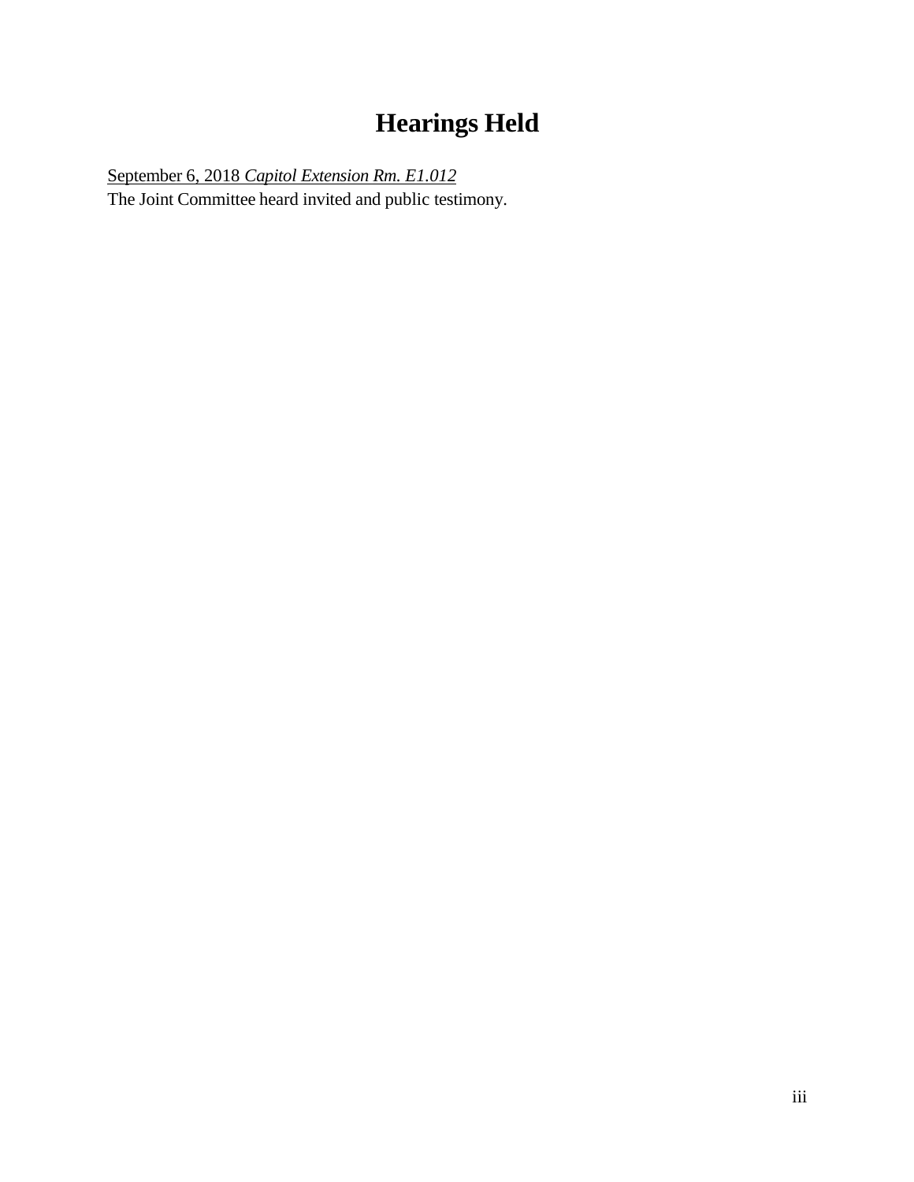# Hearings Held

September 6, 2018 *Capitol Extension Rm. E1.012*
The Joint Committee heard invited and public testimony.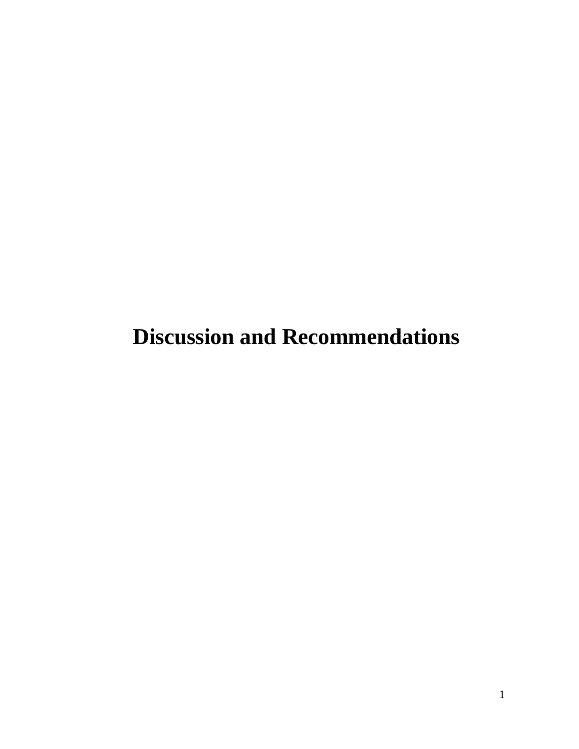# Discussion and Recommendations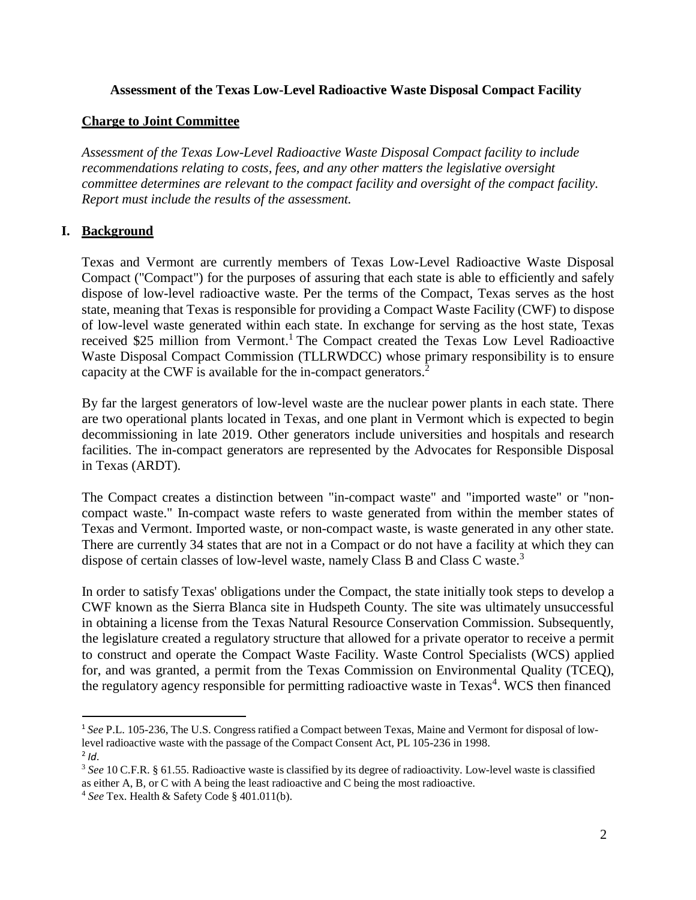**Assessment of the Texas Low-Level Radioactive Waste Disposal Compact Facility**

**Charge to Joint Committee**

*Assessment of the Texas Low-Level Radioactive Waste Disposal Compact facility to include recommendations relating to costs, fees, and any other matters the legislative oversight committee determines are relevant to the compact facility and oversight of the compact facility. Report must include the results of the assessment.*

## I. Background

Texas and Vermont are currently members of Texas Low-Level Radioactive Waste Disposal Compact ("Compact") for the purposes of assuring that each state is able to efficiently and safely dispose of low-level radioactive waste. Per the terms of the Compact, Texas serves as the host state, meaning that Texas is responsible for providing a Compact Waste Facility (CWF) to dispose of low-level waste generated within each state. In exchange for serving as the host state, Texas received $25 million from Vermont.[1] The Compact created the Texas Low Level Radioactive Waste Disposal Compact Commission (TLLRWDCC) whose primary responsibility is to ensure capacity at the CWF is available for the in-compact generators.[2]

By far the largest generators of low-level waste are the nuclear power plants in each state. There are two operational plants located in Texas, and one plant in Vermont which is expected to begin decommissioning in late 2019. Other generators include universities and hospitals and research facilities. The in-compact generators are represented by the Advocates for Responsible Disposal in Texas (ARDT).

The Compact creates a distinction between "in-compact waste" and "imported waste" or "non-compact waste." In-compact waste refers to waste generated from within the member states of Texas and Vermont. Imported waste, or non-compact waste, is waste generated in any other state. There are currently 34 states that are not in a Compact or do not have a facility at which they can dispose of certain classes of low-level waste, namely Class B and Class C waste.[3]

In order to satisfy Texas' obligations under the Compact, the state initially took steps to develop a CWF known as the Sierra Blanca site in Hudspeth County. The site was ultimately unsuccessful in obtaining a license from the Texas Natural Resource Conservation Commission. Subsequently, the legislature created a regulatory structure that allowed for a private operator to receive a permit to construct and operate the Compact Waste Facility. Waste Control Specialists (WCS) applied for, and was granted, a permit from the Texas Commission on Environmental Quality (TCEQ), the regulatory agency responsible for permitting radioactive waste in Texas[4]. WCS then financed

---

[1] *See* P.L. 105-236, The U.S. Congress ratified a Compact between Texas, Maine and Vermont for disposal of low-level radioactive waste with the passage of the Compact Consent Act, PL 105-236 in 1998.

[2] *Id*.

[3] *See* 10 C.F.R. § 61.55. Radioactive waste is classified by its degree of radioactivity. Low-level waste is classified as either A, B, or C with A being the least radioactive and C being the most radioactive.

[4] *See* Tex. Health & Safety Code § 401.011(b).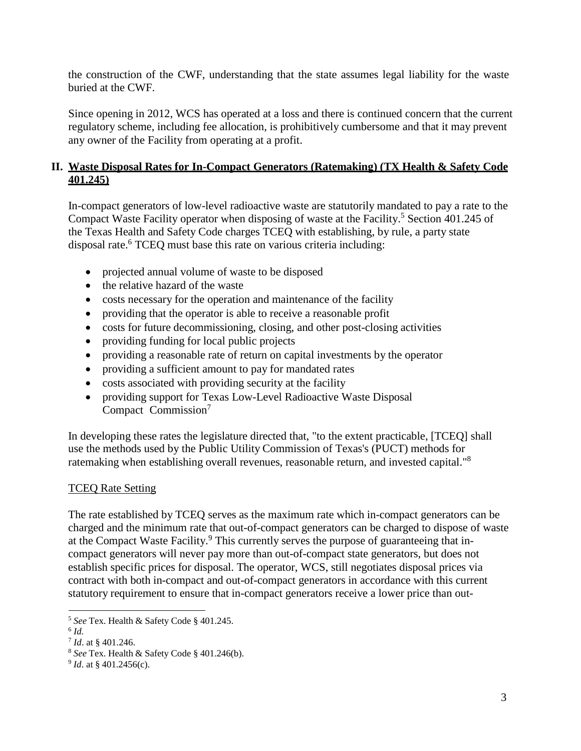the construction of the CWF, understanding that the state assumes legal liability for the waste buried at the CWF.

Since opening in 2012, WCS has operated at a loss and there is continued concern that the current regulatory scheme, including fee allocation, is prohibitively cumbersome and that it may prevent any owner of the Facility from operating at a profit.

## II. Waste Disposal Rates for In-Compact Generators (Ratemaking) (TX Health & Safety Code 401.245)

In-compact generators of low-level radioactive waste are statutorily mandated to pay a rate to the Compact Waste Facility operator when disposing of waste at the Facility.[5] Section 401.245 of the Texas Health and Safety Code charges TCEQ with establishing, by rule, a party state disposal rate.[6] TCEQ must base this rate on various criteria including:

- projected annual volume of waste to be disposed
- the relative hazard of the waste
- costs necessary for the operation and maintenance of the facility
- providing that the operator is able to receive a reasonable profit
- costs for future decommissioning, closing, and other post-closing activities
- providing funding for local public projects
- providing a reasonable rate of return on capital investments by the operator
- providing a sufficient amount to pay for mandated rates
- costs associated with providing security at the facility
- providing support for Texas Low-Level Radioactive Waste Disposal Compact Commission[7]

In developing these rates the legislature directed that, "to the extent practicable, [TCEQ] shall use the methods used by the Public Utility Commission of Texas's (PUCT) methods for ratemaking when establishing overall revenues, reasonable return, and invested capital."[8]

### TCEQ Rate Setting

The rate established by TCEQ serves as the maximum rate which in-compact generators can be charged and the minimum rate that out-of-compact generators can be charged to dispose of waste at the Compact Waste Facility.[9] This currently serves the purpose of guaranteeing that in-compact generators will never pay more than out-of-compact state generators, but does not establish specific prices for disposal. The operator, WCS, still negotiates disposal prices via contract with both in-compact and out-of-compact generators in accordance with this current statutory requirement to ensure that in-compact generators receive a lower price than out-

[5] *See* Tex. Health & Safety Code § 401.245.
[6] *Id.*
[7] *Id*. at § 401.246.
[8] *See* Tex. Health & Safety Code § 401.246(b).
[9] *Id*. at § 401.2456(c).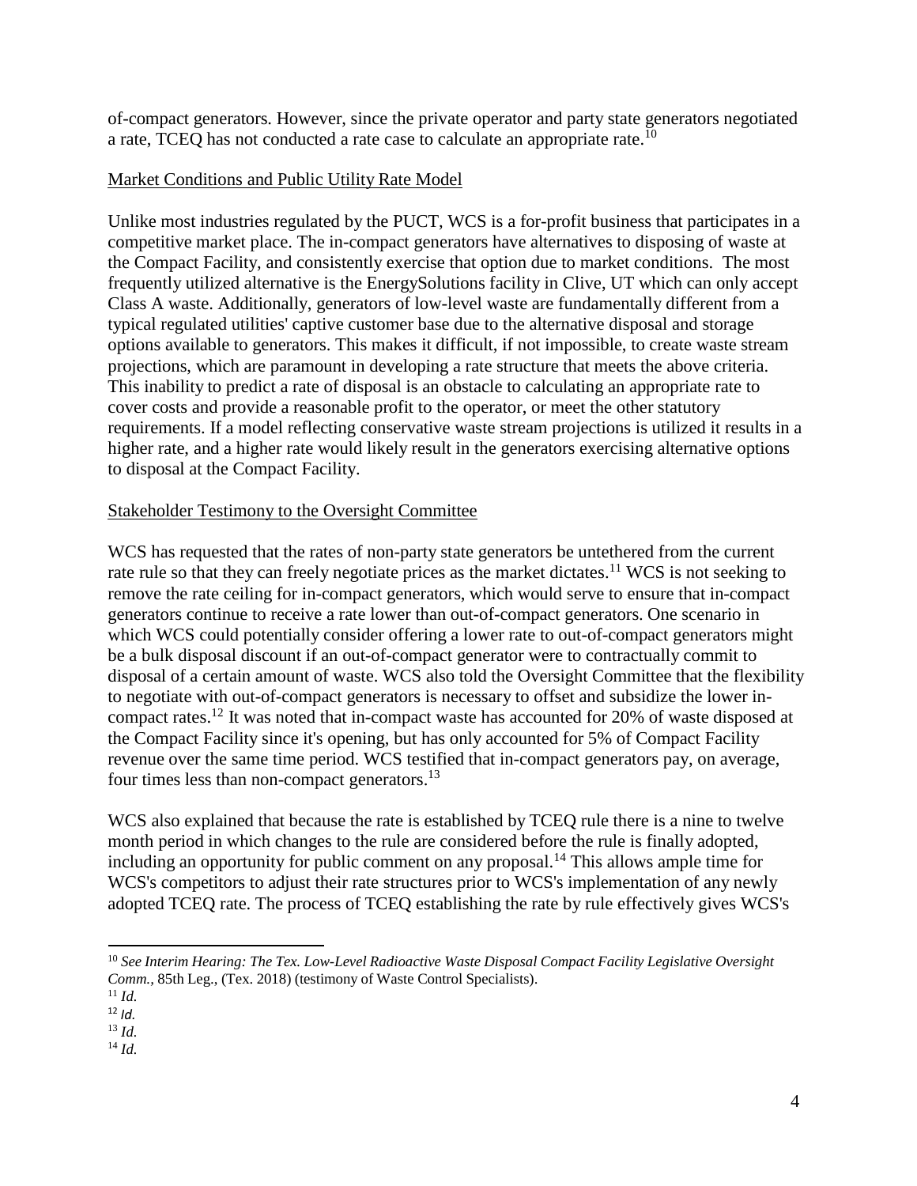of-compact generators. However, since the private operator and party state generators negotiated a rate, TCEQ has not conducted a rate case to calculate an appropriate rate.[10]

Market Conditions and Public Utility Rate Model

Unlike most industries regulated by the PUCT, WCS is a for-profit business that participates in a competitive market place. The in-compact generators have alternatives to disposing of waste at the Compact Facility, and consistently exercise that option due to market conditions. The most frequently utilized alternative is the EnergySolutions facility in Clive, UT which can only accept Class A waste. Additionally, generators of low-level waste are fundamentally different from a typical regulated utilities' captive customer base due to the alternative disposal and storage options available to generators. This makes it difficult, if not impossible, to create waste stream projections, which are paramount in developing a rate structure that meets the above criteria. This inability to predict a rate of disposal is an obstacle to calculating an appropriate rate to cover costs and provide a reasonable profit to the operator, or meet the other statutory requirements. If a model reflecting conservative waste stream projections is utilized it results in a higher rate, and a higher rate would likely result in the generators exercising alternative options to disposal at the Compact Facility.

Stakeholder Testimony to the Oversight Committee

WCS has requested that the rates of non-party state generators be untethered from the current rate rule so that they can freely negotiate prices as the market dictates.[11] WCS is not seeking to remove the rate ceiling for in-compact generators, which would serve to ensure that in-compact generators continue to receive a rate lower than out-of-compact generators. One scenario in which WCS could potentially consider offering a lower rate to out-of-compact generators might be a bulk disposal discount if an out-of-compact generator were to contractually commit to disposal of a certain amount of waste. WCS also told the Oversight Committee that the flexibility to negotiate with out-of-compact generators is necessary to offset and subsidize the lower in-compact rates.[12] It was noted that in-compact waste has accounted for 20% of waste disposed at the Compact Facility since it's opening, but has only accounted for 5% of Compact Facility revenue over the same time period. WCS testified that in-compact generators pay, on average, four times less than non-compact generators.[13]

WCS also explained that because the rate is established by TCEQ rule there is a nine to twelve month period in which changes to the rule are considered before the rule is finally adopted, including an opportunity for public comment on any proposal.[14] This allows ample time for WCS's competitors to adjust their rate structures prior to WCS's implementation of any newly adopted TCEQ rate. The process of TCEQ establishing the rate by rule effectively gives WCS's

---

[10] *See Interim Hearing: The Tex. Low-Level Radioactive Waste Disposal Compact Facility Legislative Oversight Comm.*, 85th Leg., (Tex. 2018) (testimony of Waste Control Specialists).

[11] *Id.*

[12] *Id.*

[13] *Id.*

[14] *Id.*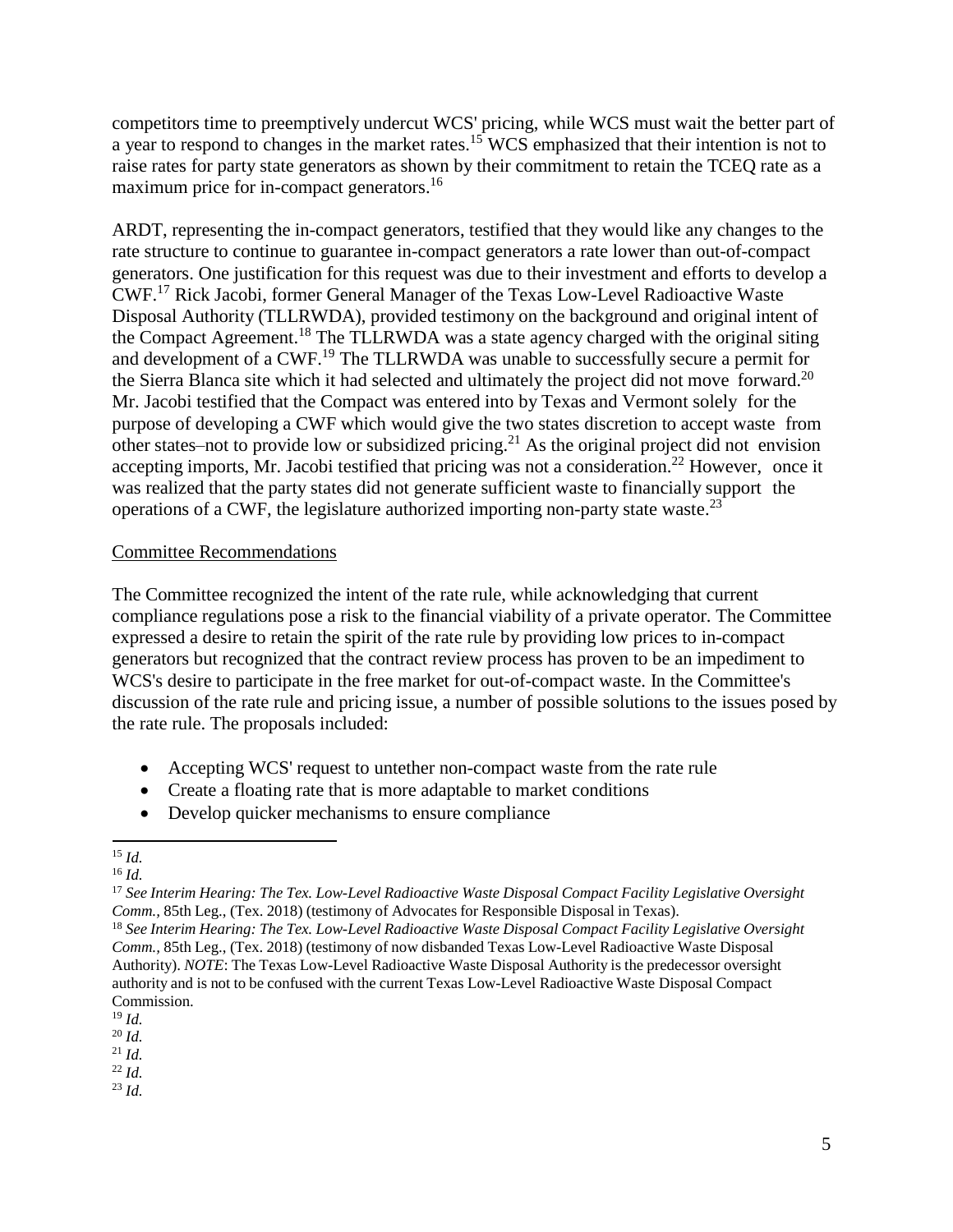competitors time to preemptively undercut WCS' pricing, while WCS must wait the better part of a year to respond to changes in the market rates.[15] WCS emphasized that their intention is not to raise rates for party state generators as shown by their commitment to retain the TCEQ rate as a maximum price for in-compact generators.[16]

ARDT, representing the in-compact generators, testified that they would like any changes to the rate structure to continue to guarantee in-compact generators a rate lower than out-of-compact generators. One justification for this request was due to their investment and efforts to develop a CWF.[17] Rick Jacobi, former General Manager of the Texas Low-Level Radioactive Waste Disposal Authority (TLLRWDA), provided testimony on the background and original intent of the Compact Agreement.[18] The TLLRWDA was a state agency charged with the original siting and development of a CWF.[19] The TLLRWDA was unable to successfully secure a permit for the Sierra Blanca site which it had selected and ultimately the project did not move forward.[20] Mr. Jacobi testified that the Compact was entered into by Texas and Vermont solely for the purpose of developing a CWF which would give the two states discretion to accept waste from other states–not to provide low or subsidized pricing.[21] As the original project did not envision accepting imports, Mr. Jacobi testified that pricing was not a consideration.[22] However, once it was realized that the party states did not generate sufficient waste to financially support the operations of a CWF, the legislature authorized importing non-party state waste.[23]

<u>Committee Recommendations</u>

The Committee recognized the intent of the rate rule, while acknowledging that current compliance regulations pose a risk to the financial viability of a private operator. The Committee expressed a desire to retain the spirit of the rate rule by providing low prices to in-compact generators but recognized that the contract review process has proven to be an impediment to WCS's desire to participate in the free market for out-of-compact waste. In the Committee's discussion of the rate rule and pricing issue, a number of possible solutions to the issues posed by the rate rule. The proposals included:

- Accepting WCS' request to untether non-compact waste from the rate rule
- Create a floating rate that is more adaptable to market conditions
- Develop quicker mechanisms to ensure compliance

---

[15] *Id.*

[16] *Id.*

[17] *See Interim Hearing: The Tex. Low-Level Radioactive Waste Disposal Compact Facility Legislative Oversight Comm.,* 85th Leg., (Tex. 2018) (testimony of Advocates for Responsible Disposal in Texas).

[18] *See Interim Hearing: The Tex. Low-Level Radioactive Waste Disposal Compact Facility Legislative Oversight Comm.,* 85th Leg., (Tex. 2018) (testimony of now disbanded Texas Low-Level Radioactive Waste Disposal Authority). *NOTE*: The Texas Low-Level Radioactive Waste Disposal Authority is the predecessor oversight authority and is not to be confused with the current Texas Low-Level Radioactive Waste Disposal Compact Commission.

[19] *Id.*

[20] *Id.*

[21] *Id.*

[22] *Id.*

[23] *Id.*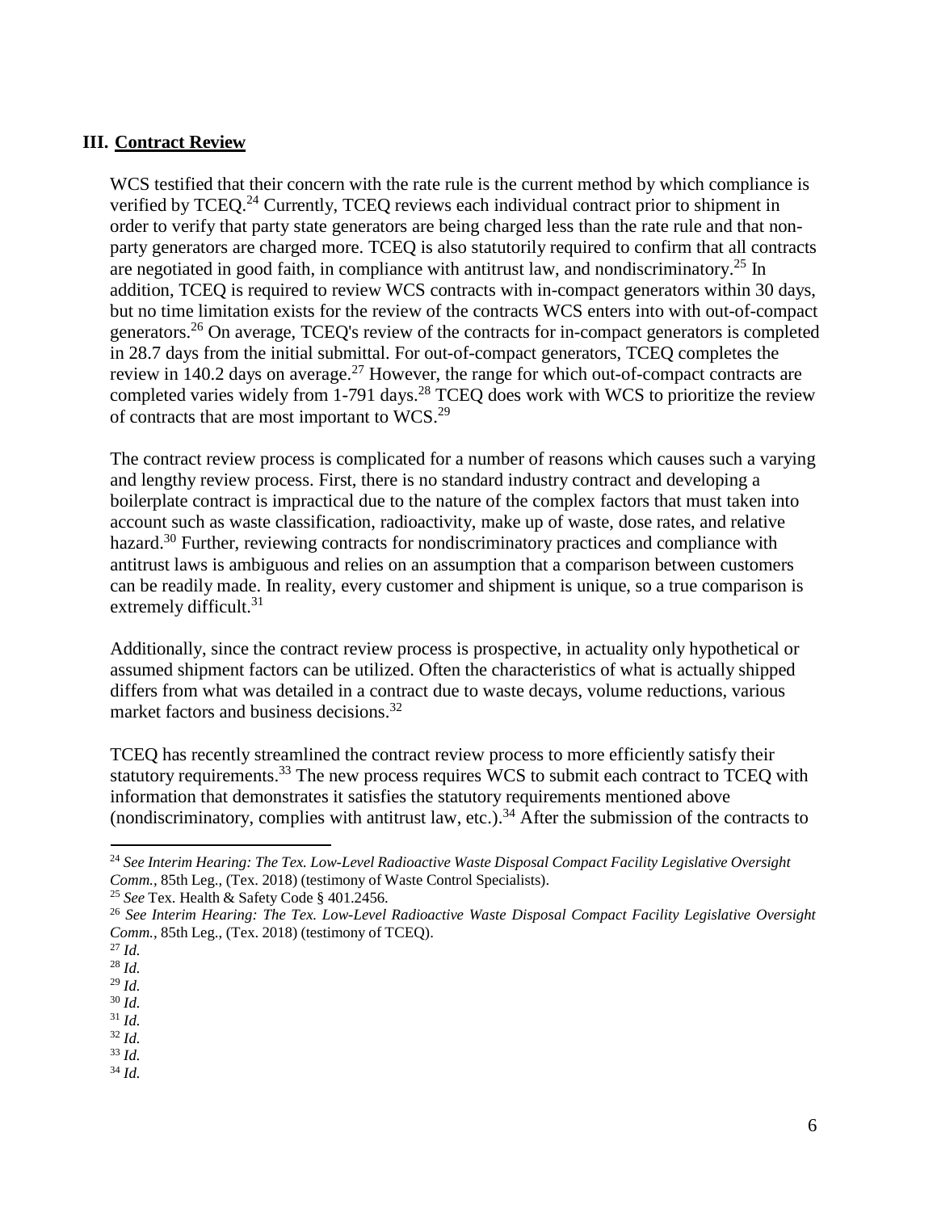## III. **Contract Review**

WCS testified that their concern with the rate rule is the current method by which compliance is verified by TCEQ.[24] Currently, TCEQ reviews each individual contract prior to shipment in order to verify that party state generators are being charged less than the rate rule and that non-party generators are charged more. TCEQ is also statutorily required to confirm that all contracts are negotiated in good faith, in compliance with antitrust law, and nondiscriminatory.[25] In addition, TCEQ is required to review WCS contracts with in-compact generators within 30 days, but no time limitation exists for the review of the contracts WCS enters into with out-of-compact generators.[26] On average, TCEQ's review of the contracts for in-compact generators is completed in 28.7 days from the initial submittal. For out-of-compact generators, TCEQ completes the review in 140.2 days on average.[27] However, the range for which out-of-compact contracts are completed varies widely from 1-791 days.[28] TCEQ does work with WCS to prioritize the review of contracts that are most important to WCS.[29]

The contract review process is complicated for a number of reasons which causes such a varying and lengthy review process. First, there is no standard industry contract and developing a boilerplate contract is impractical due to the nature of the complex factors that must taken into account such as waste classification, radioactivity, make up of waste, dose rates, and relative hazard.[30] Further, reviewing contracts for nondiscriminatory practices and compliance with antitrust laws is ambiguous and relies on an assumption that a comparison between customers can be readily made. In reality, every customer and shipment is unique, so a true comparison is extremely difficult.[31]

Additionally, since the contract review process is prospective, in actuality only hypothetical or assumed shipment factors can be utilized. Often the characteristics of what is actually shipped differs from what was detailed in a contract due to waste decays, volume reductions, various market factors and business decisions.[32]

TCEQ has recently streamlined the contract review process to more efficiently satisfy their statutory requirements.[33] The new process requires WCS to submit each contract to TCEQ with information that demonstrates it satisfies the statutory requirements mentioned above (nondiscriminatory, complies with antitrust law, etc.).[34] After the submission of the contracts to

---

[24] *See Interim Hearing: The Tex. Low-Level Radioactive Waste Disposal Compact Facility Legislative Oversight Comm.*, 85th Leg., (Tex. 2018) (testimony of Waste Control Specialists).

[25] *See* Tex. Health & Safety Code § 401.2456.

[26] *See Interim Hearing: The Tex. Low-Level Radioactive Waste Disposal Compact Facility Legislative Oversight Comm.*, 85th Leg., (Tex. 2018) (testimony of TCEQ).

[27] *Id.*

[28] *Id.*

[29] *Id.*

[30] *Id.*

[31] *Id.*

[32] *Id.*

[33] *Id.*

[34] *Id.*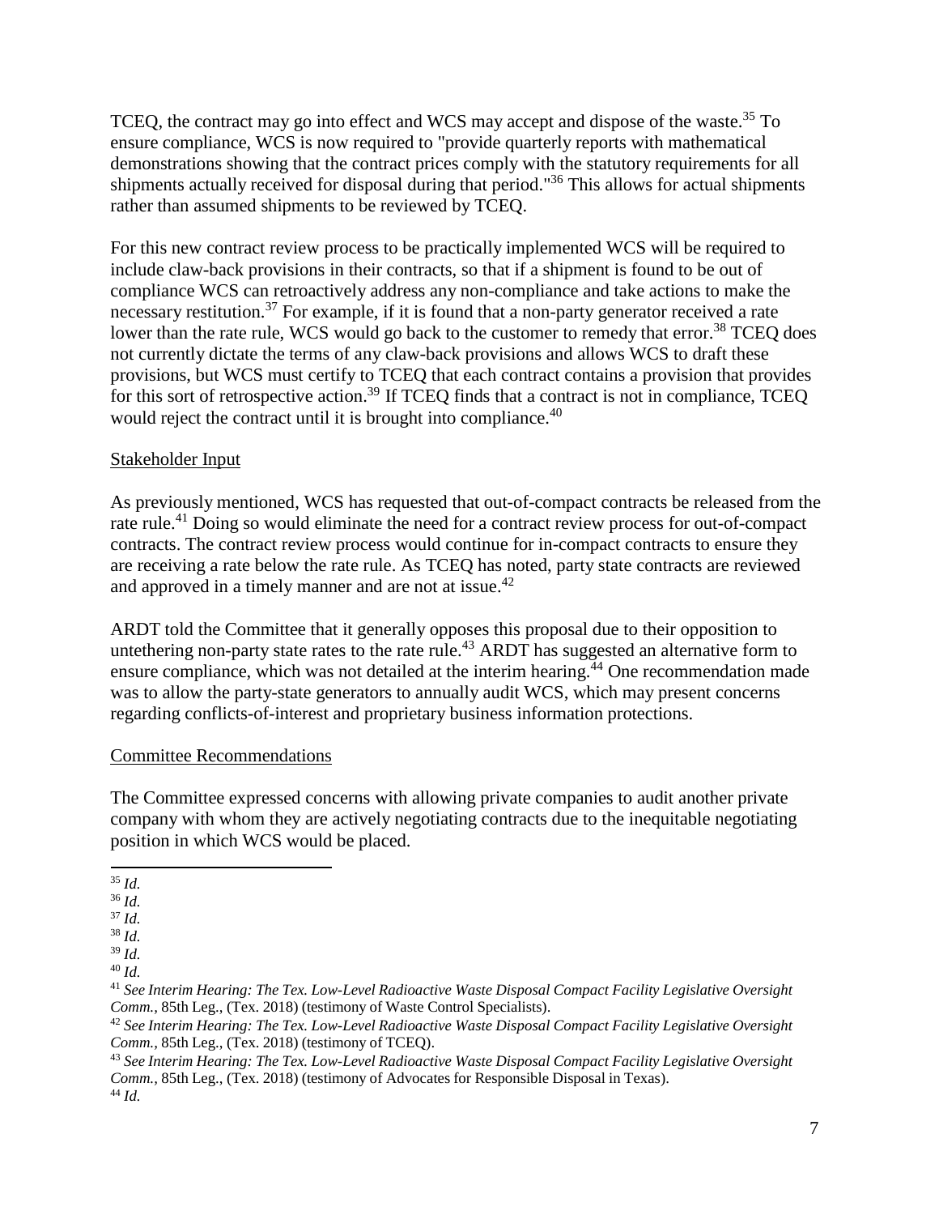TCEQ, the contract may go into effect and WCS may accept and dispose of the waste.[35] To ensure compliance, WCS is now required to "provide quarterly reports with mathematical demonstrations showing that the contract prices comply with the statutory requirements for all shipments actually received for disposal during that period."[36] This allows for actual shipments rather than assumed shipments to be reviewed by TCEQ.

For this new contract review process to be practically implemented WCS will be required to include claw-back provisions in their contracts, so that if a shipment is found to be out of compliance WCS can retroactively address any non-compliance and take actions to make the necessary restitution.[37] For example, if it is found that a non-party generator received a rate lower than the rate rule, WCS would go back to the customer to remedy that error.[38] TCEQ does not currently dictate the terms of any claw-back provisions and allows WCS to draft these provisions, but WCS must certify to TCEQ that each contract contains a provision that provides for this sort of retrospective action.[39] If TCEQ finds that a contract is not in compliance, TCEQ would reject the contract until it is brought into compliance.[40]

Stakeholder Input

As previously mentioned, WCS has requested that out-of-compact contracts be released from the rate rule.[41] Doing so would eliminate the need for a contract review process for out-of-compact contracts. The contract review process would continue for in-compact contracts to ensure they are receiving a rate below the rate rule. As TCEQ has noted, party state contracts are reviewed and approved in a timely manner and are not at issue.[42]

ARDT told the Committee that it generally opposes this proposal due to their opposition to untethering non-party state rates to the rate rule.[43] ARDT has suggested an alternative form to ensure compliance, which was not detailed at the interim hearing.[44] One recommendation made was to allow the party-state generators to annually audit WCS, which may present concerns regarding conflicts-of-interest and proprietary business information protections.

Committee Recommendations

The Committee expressed concerns with allowing private companies to audit another private company with whom they are actively negotiating contracts due to the inequitable negotiating position in which WCS would be placed.

---

[35] *Id.*
[36] *Id.*
[37] *Id.*
[38] *Id.*
[39] *Id.*
[40] *Id.*
[41] *See Interim Hearing: The Tex. Low-Level Radioactive Waste Disposal Compact Facility Legislative Oversight Comm.*, 85th Leg., (Tex. 2018) (testimony of Waste Control Specialists).
[42] *See Interim Hearing: The Tex. Low-Level Radioactive Waste Disposal Compact Facility Legislative Oversight Comm.*, 85th Leg., (Tex. 2018) (testimony of TCEQ).
[43] *See Interim Hearing: The Tex. Low-Level Radioactive Waste Disposal Compact Facility Legislative Oversight Comm.*, 85th Leg., (Tex. 2018) (testimony of Advocates for Responsible Disposal in Texas).
[44] *Id.*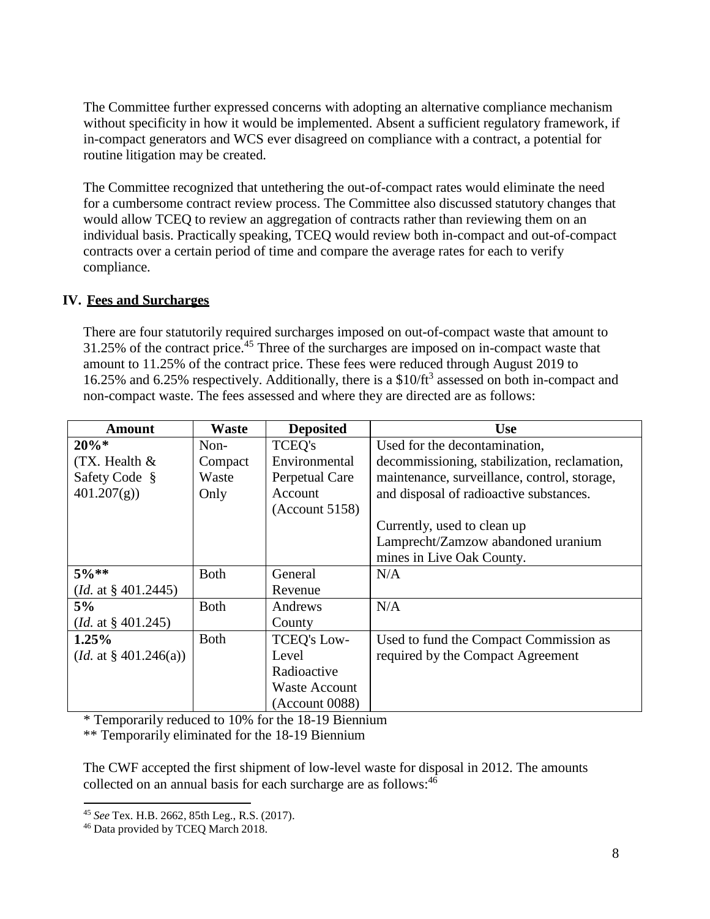The Committee further expressed concerns with adopting an alternative compliance mechanism without specificity in how it would be implemented. Absent a sufficient regulatory framework, if in-compact generators and WCS ever disagreed on compliance with a contract, a potential for routine litigation may be created.

The Committee recognized that untethering the out-of-compact rates would eliminate the need for a cumbersome contract review process. The Committee also discussed statutory changes that would allow TCEQ to review an aggregation of contracts rather than reviewing them on an individual basis. Practically speaking, TCEQ would review both in-compact and out-of-compact contracts over a certain period of time and compare the average rates for each to verify compliance.

## IV. Fees and Surcharges

There are four statutorily required surcharges imposed on out-of-compact waste that amount to 31.25% of the contract price.[45] Three of the surcharges are imposed on in-compact waste that amount to 11.25% of the contract price. These fees were reduced through August 2019 to 16.25% and 6.25% respectively. Additionally, there is a $10/ft^3$ assessed on both in-compact and non-compact waste. The fees assessed and where they are directed are as follows:

| Amount | Waste | Deposited | Use |
|---|---|---|---|
| **20%*** (TX. Health & Safety Code § 401.207(g)) | Non-Compact Waste Only | TCEQ's Environmental Perpetual Care Account (Account 5158) | Used for the decontamination, decommissioning, stabilization, reclamation, maintenance, surveillance, control, storage, and disposal of radioactive substances.<br><br>Currently, used to clean up Lamprecht/Zamzow abandoned uranium mines in Live Oak County. |
| **5%**** (*Id.* at § 401.2445) | Both | General Revenue | N/A |
| **5%** (*Id.* at § 401.245) | Both | Andrews County | N/A |
| **1.25%** (*Id.* at § 401.246(a)) | Both | TCEQ's Low-Level Radioactive Waste Account (Account 0088) | Used to fund the Compact Commission as required by the Compact Agreement |

\* Temporarily reduced to 10% for the 18-19 Biennium

** Temporarily eliminated for the 18-19 Biennium

The CWF accepted the first shipment of low-level waste for disposal in 2012. The amounts collected on an annual basis for each surcharge are as follows:[46]

---

[45] *See* Tex. H.B. 2662, 85th Leg., R.S. (2017).

[46] Data provided by TCEQ March 2018.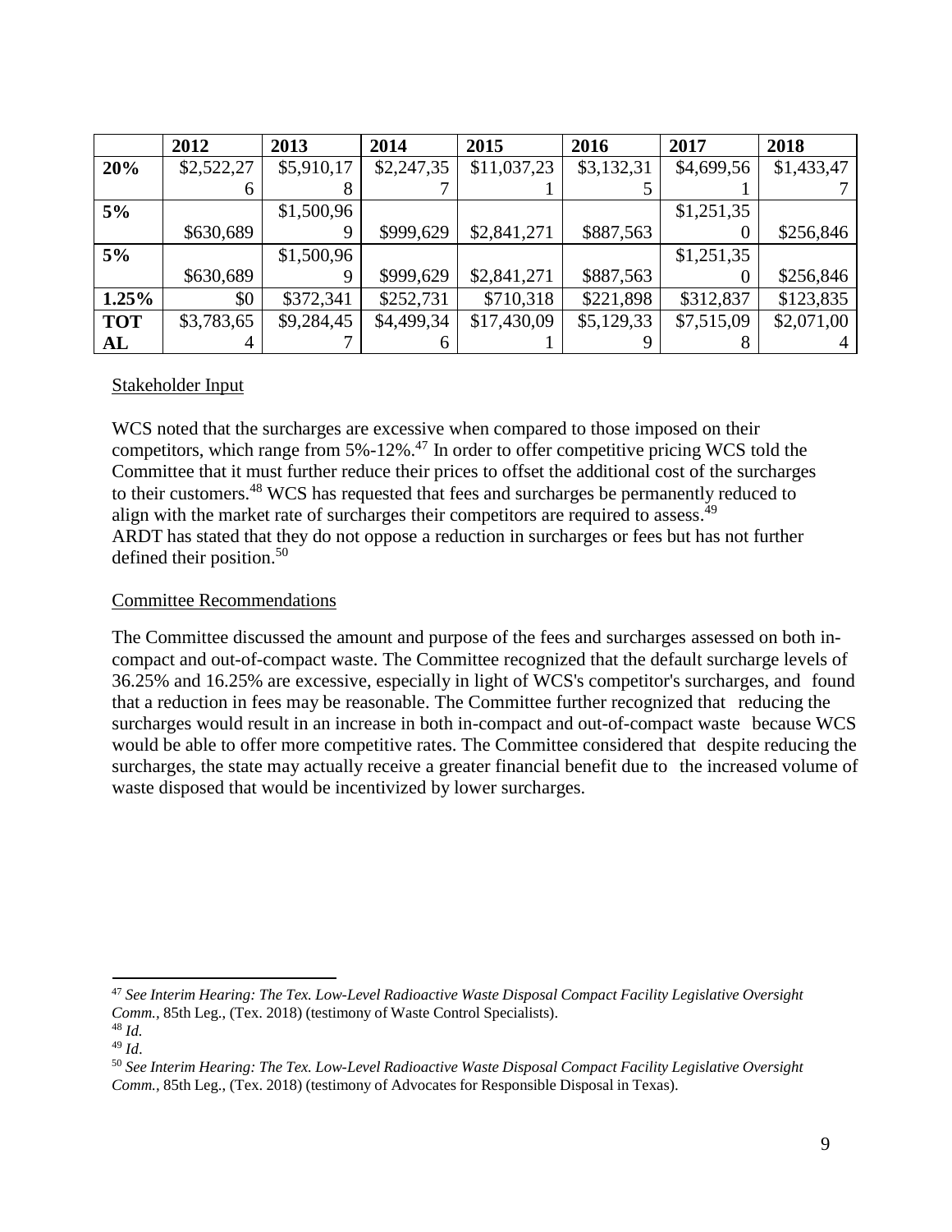|  | 2012 | 2013 | 2014 | 2015 | 2016 | 2017 | 2018 |
|---|---|---|---|---|---|---|---|
| **20%** | $2,522,276 | $5,910,178 | $2,247,357 | $11,037,231 | $3,132,315 | $4,699,561 | $1,433,477 |
| **5%** | $630,689 | $1,500,969 | $999,629 | $2,841,271 | $887,563 | $1,251,350 | $256,846 |
| **5%** | $630,689 | $1,500,969 | $999,629 | $2,841,271 | $887,563 | $1,251,350 | $256,846 |
| **1.25%** | $0 | $372,341 | $252,731 | $710,318 | $221,898 | $312,837 | $123,835 |
| **TOTAL** | $3,783,654 | $9,284,457 | $4,499,346 | $17,430,091 | $5,129,339 | $7,515,098 | $2,071,004 |

Stakeholder Input

WCS noted that the surcharges are excessive when compared to those imposed on their competitors, which range from 5%-12%.[47] In order to offer competitive pricing WCS told the Committee that it must further reduce their prices to offset the additional cost of the surcharges to their customers.[48] WCS has requested that fees and surcharges be permanently reduced to align with the market rate of surcharges their competitors are required to assess.[49] ARDT has stated that they do not oppose a reduction in surcharges or fees but has not further defined their position.[50]

Committee Recommendations

The Committee discussed the amount and purpose of the fees and surcharges assessed on both in-compact and out-of-compact waste. The Committee recognized that the default surcharge levels of 36.25% and 16.25% are excessive, especially in light of WCS's competitor's surcharges, and found that a reduction in fees may be reasonable. The Committee further recognized that reducing the surcharges would result in an increase in both in-compact and out-of-compact waste because WCS would be able to offer more competitive rates. The Committee considered that despite reducing the surcharges, the state may actually receive a greater financial benefit due to the increased volume of waste disposed that would be incentivized by lower surcharges.

---

[47] *See Interim Hearing: The Tex. Low-Level Radioactive Waste Disposal Compact Facility Legislative Oversight Comm.*, 85th Leg., (Tex. 2018) (testimony of Waste Control Specialists).

[48] *Id.*

[49] *Id*.

[50] *See Interim Hearing: The Tex. Low-Level Radioactive Waste Disposal Compact Facility Legislative Oversight Comm.*, 85th Leg., (Tex. 2018) (testimony of Advocates for Responsible Disposal in Texas).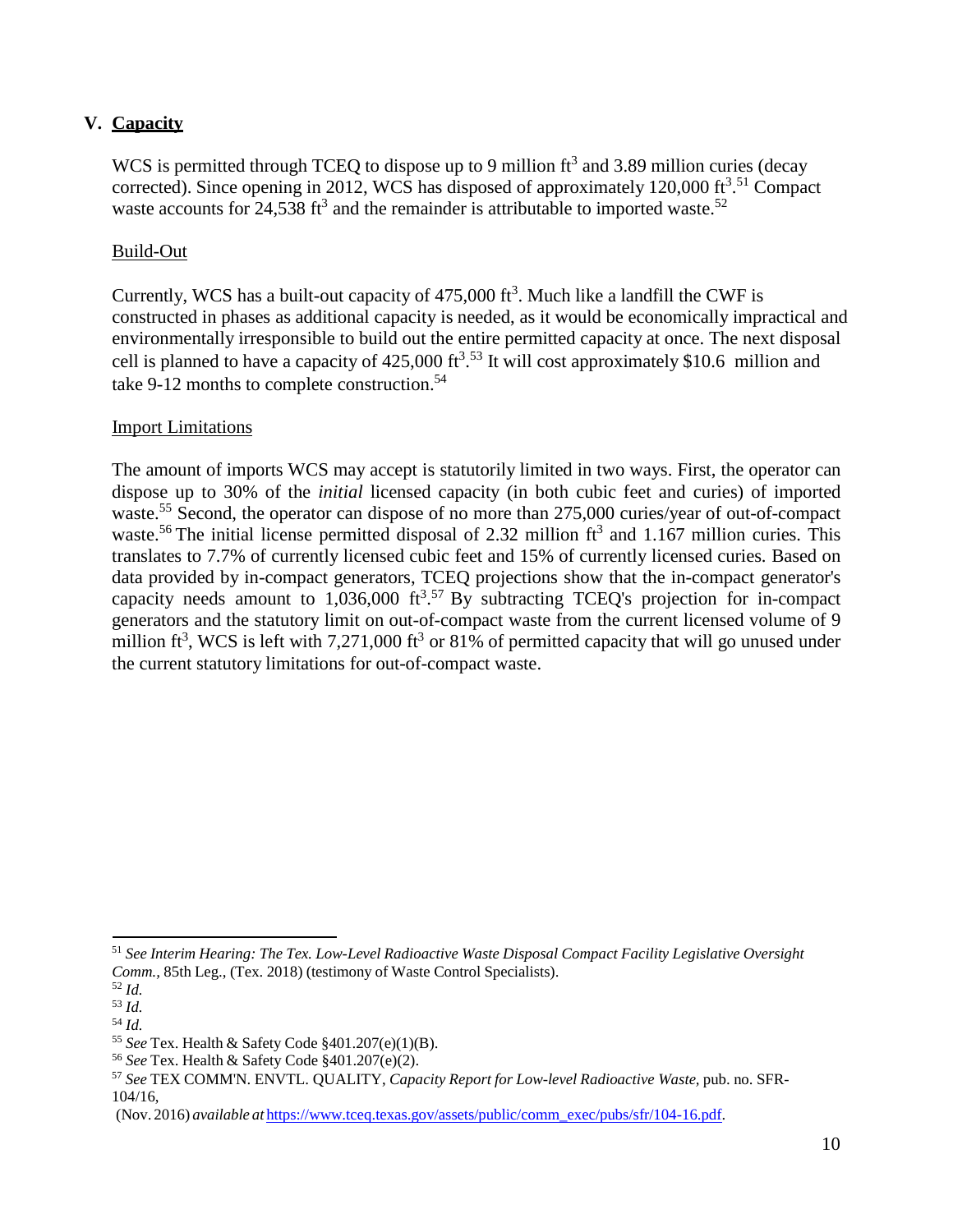## V. Capacity

WCS is permitted through TCEQ to dispose up to 9 million $ft^3$ and 3.89 million curies (decay corrected). Since opening in 2012, WCS has disposed of approximately 120,000 $ft^3$.[51] Compact waste accounts for 24,538 $ft^3$ and the remainder is attributable to imported waste.[52]

### Build-Out

Currently, WCS has a built-out capacity of 475,000 $ft^3$. Much like a landfill the CWF is constructed in phases as additional capacity is needed, as it would be economically impractical and environmentally irresponsible to build out the entire permitted capacity at once. The next disposal cell is planned to have a capacity of 425,000 $ft^3$.[53] It will cost approximately $10.6 million and take 9-12 months to complete construction.[54]

### Import Limitations

The amount of imports WCS may accept is statutorily limited in two ways. First, the operator can dispose up to 30% of the *initial* licensed capacity (in both cubic feet and curies) of imported waste.[55] Second, the operator can dispose of no more than 275,000 curies/year of out-of-compact waste.[56] The initial license permitted disposal of 2.32 million $ft^3$ and 1.167 million curies. This translates to 7.7% of currently licensed cubic feet and 15% of currently licensed curies. Based on data provided by in-compact generators, TCEQ projections show that the in-compact generator's capacity needs amount to 1,036,000 $ft^3$.[57] By subtracting TCEQ's projection for in-compact generators and the statutory limit on out-of-compact waste from the current licensed volume of 9 million $ft^3$, WCS is left with 7,271,000 $ft^3$ or 81% of permitted capacity that will go unused under the current statutory limitations for out-of-compact waste.

---

[51] *See Interim Hearing: The Tex. Low-Level Radioactive Waste Disposal Compact Facility Legislative Oversight Comm.*, 85th Leg., (Tex. 2018) (testimony of Waste Control Specialists).

[52] *Id.*

[53] *Id.*

[54] *Id.*

[55] *See* Tex. Health & Safety Code §401.207(e)(1)(B).

[56] *See* Tex. Health & Safety Code §401.207(e)(2).

[57] *See* TEX COMM'N. ENVTL. QUALITY, *Capacity Report for Low-level Radioactive Waste,* pub. no. SFR-104/16, (Nov. 2016) *available at* https://www.tceq.texas.gov/assets/public/comm_exec/pubs/sfr/104-16.pdf.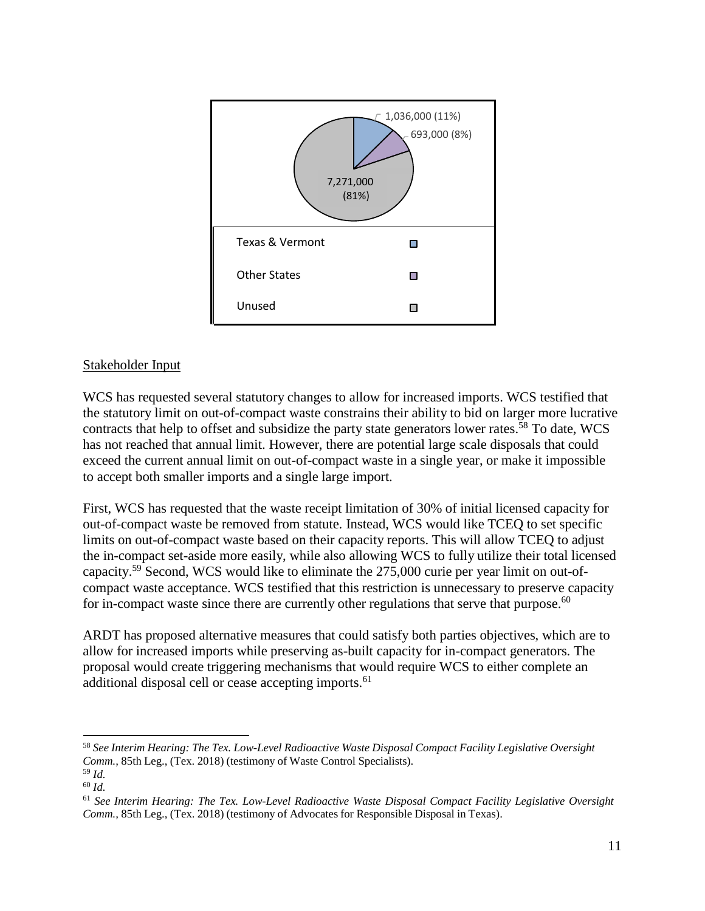1,036,000 (11%)

693,000 (8%)

7,271,000
(81%)

Texas & Vermont

Other States

Unused

Stakeholder Input

WCS has requested several statutory changes to allow for increased imports. WCS testified that the statutory limit on out-of-compact waste constrains their ability to bid on larger more lucrative contracts that help to offset and subsidize the party state generators lower rates.[58] To date, WCS has not reached that annual limit. However, there are potential large scale disposals that could exceed the current annual limit on out-of-compact waste in a single year, or make it impossible to accept both smaller imports and a single large import.

First, WCS has requested that the waste receipt limitation of 30% of initial licensed capacity for out-of-compact waste be removed from statute. Instead, WCS would like TCEQ to set specific limits on out-of-compact waste based on their capacity reports. This will allow TCEQ to adjust the in-compact set-aside more easily, while also allowing WCS to fully utilize their total licensed capacity.[59] Second, WCS would like to eliminate the 275,000 curie per year limit on out-of-compact waste acceptance. WCS testified that this restriction is unnecessary to preserve capacity for in-compact waste since there are currently other regulations that serve that purpose.[60]

ARDT has proposed alternative measures that could satisfy both parties objectives, which are to allow for increased imports while preserving as-built capacity for in-compact generators. The proposal would create triggering mechanisms that would require WCS to either complete an additional disposal cell or cease accepting imports.[61]

---

[58] *See Interim Hearing: The Tex. Low-Level Radioactive Waste Disposal Compact Facility Legislative Oversight Comm.*, 85th Leg., (Tex. 2018) (testimony of Waste Control Specialists).

[59] *Id.*

[60] *Id.*

[61] *See Interim Hearing: The Tex. Low-Level Radioactive Waste Disposal Compact Facility Legislative Oversight Comm.*, 85th Leg., (Tex. 2018) (testimony of Advocates for Responsible Disposal in Texas).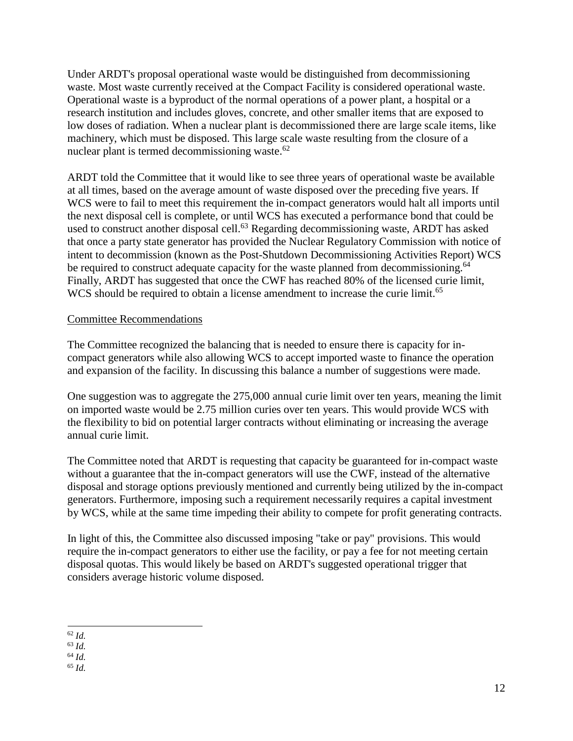Under ARDT's proposal operational waste would be distinguished from decommissioning waste. Most waste currently received at the Compact Facility is considered operational waste. Operational waste is a byproduct of the normal operations of a power plant, a hospital or a research institution and includes gloves, concrete, and other smaller items that are exposed to low doses of radiation. When a nuclear plant is decommissioned there are large scale items, like machinery, which must be disposed. This large scale waste resulting from the closure of a nuclear plant is termed decommissioning waste.[62]

ARDT told the Committee that it would like to see three years of operational waste be available at all times, based on the average amount of waste disposed over the preceding five years. If WCS were to fail to meet this requirement the in-compact generators would halt all imports until the next disposal cell is complete, or until WCS has executed a performance bond that could be used to construct another disposal cell.[63] Regarding decommissioning waste, ARDT has asked that once a party state generator has provided the Nuclear Regulatory Commission with notice of intent to decommission (known as the Post-Shutdown Decommissioning Activities Report) WCS be required to construct adequate capacity for the waste planned from decommissioning.[64] Finally, ARDT has suggested that once the CWF has reached 80% of the licensed curie limit, WCS should be required to obtain a license amendment to increase the curie limit.[65]

Committee Recommendations

The Committee recognized the balancing that is needed to ensure there is capacity for in-compact generators while also allowing WCS to accept imported waste to finance the operation and expansion of the facility. In discussing this balance a number of suggestions were made.

One suggestion was to aggregate the 275,000 annual curie limit over ten years, meaning the limit on imported waste would be 2.75 million curies over ten years. This would provide WCS with the flexibility to bid on potential larger contracts without eliminating or increasing the average annual curie limit.

The Committee noted that ARDT is requesting that capacity be guaranteed for in-compact waste without a guarantee that the in-compact generators will use the CWF, instead of the alternative disposal and storage options previously mentioned and currently being utilized by the in-compact generators. Furthermore, imposing such a requirement necessarily requires a capital investment by WCS, while at the same time impeding their ability to compete for profit generating contracts.

In light of this, the Committee also discussed imposing "take or pay" provisions. This would require the in-compact generators to either use the facility, or pay a fee for not meeting certain disposal quotas. This would likely be based on ARDT's suggested operational trigger that considers average historic volume disposed.

---

[62] *Id.*
[63] *Id.*
[64] *Id.*
[65] *Id.*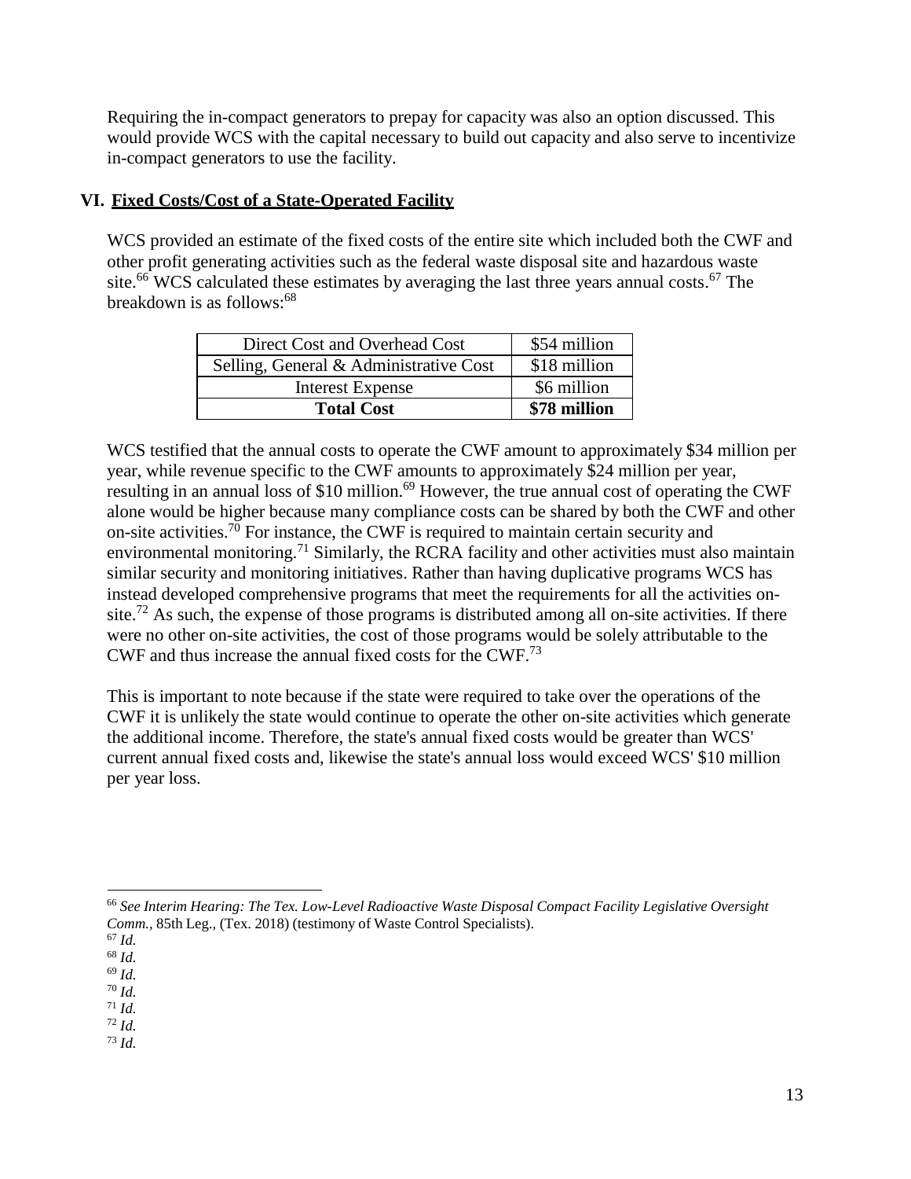Requiring the in-compact generators to prepay for capacity was also an option discussed. This would provide WCS with the capital necessary to build out capacity and also serve to incentivize in-compact generators to use the facility.

## VI. Fixed Costs/Cost of a State-Operated Facility

WCS provided an estimate of the fixed costs of the entire site which included both the CWF and other profit generating activities such as the federal waste disposal site and hazardous waste site.[66] WCS calculated these estimates by averaging the last three years annual costs.[67] The breakdown is as follows:[68]

| | |
|---|---|
| Direct Cost and Overhead Cost | $54 million |
| Selling, General & Administrative Cost | $18 million |
| Interest Expense | $6 million |
| **Total Cost** | **$78 million** |

WCS testified that the annual costs to operate the CWF amount to approximately $34 million per year, while revenue specific to the CWF amounts to approximately $24 million per year, resulting in an annual loss of $10 million.[69] However, the true annual cost of operating the CWF alone would be higher because many compliance costs can be shared by both the CWF and other on-site activities.[70] For instance, the CWF is required to maintain certain security and environmental monitoring.[71] Similarly, the RCRA facility and other activities must also maintain similar security and monitoring initiatives. Rather than having duplicative programs WCS has instead developed comprehensive programs that meet the requirements for all the activities on-site.[72] As such, the expense of those programs is distributed among all on-site activities. If there were no other on-site activities, the cost of those programs would be solely attributable to the CWF and thus increase the annual fixed costs for the CWF.[73]

This is important to note because if the state were required to take over the operations of the CWF it is unlikely the state would continue to operate the other on-site activities which generate the additional income. Therefore, the state's annual fixed costs would be greater than WCS' current annual fixed costs and, likewise the state's annual loss would exceed WCS' $10 million per year loss.

---

[66] *See Interim Hearing: The Tex. Low-Level Radioactive Waste Disposal Compact Facility Legislative Oversight Comm.*, 85th Leg., (Tex. 2018) (testimony of Waste Control Specialists).
[67] *Id.*
[68] *Id.*
[69] *Id.*
[70] *Id.*
[71] *Id.*
[72] *Id.*
[73] *Id.*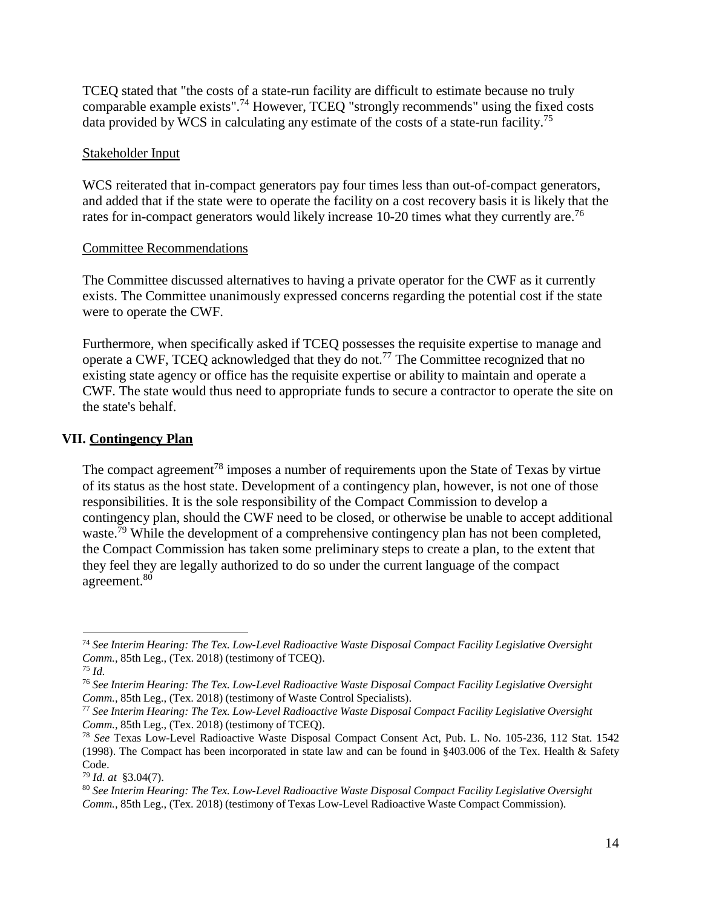TCEQ stated that "the costs of a state-run facility are difficult to estimate because no truly comparable example exists".[74] However, TCEQ "strongly recommends" using the fixed costs data provided by WCS in calculating any estimate of the costs of a state-run facility.[75]

Stakeholder Input

WCS reiterated that in-compact generators pay four times less than out-of-compact generators, and added that if the state were to operate the facility on a cost recovery basis it is likely that the rates for in-compact generators would likely increase 10-20 times what they currently are.[76]

Committee Recommendations

The Committee discussed alternatives to having a private operator for the CWF as it currently exists. The Committee unanimously expressed concerns regarding the potential cost if the state were to operate the CWF.

Furthermore, when specifically asked if TCEQ possesses the requisite expertise to manage and operate a CWF, TCEQ acknowledged that they do not.[77] The Committee recognized that no existing state agency or office has the requisite expertise or ability to maintain and operate a CWF. The state would thus need to appropriate funds to secure a contractor to operate the site on the state's behalf.

## VII. Contingency Plan

The compact agreement[78] imposes a number of requirements upon the State of Texas by virtue of its status as the host state. Development of a contingency plan, however, is not one of those responsibilities. It is the sole responsibility of the Compact Commission to develop a contingency plan, should the CWF need to be closed, or otherwise be unable to accept additional waste.[79] While the development of a comprehensive contingency plan has not been completed, the Compact Commission has taken some preliminary steps to create a plan, to the extent that they feel they are legally authorized to do so under the current language of the compact agreement.[80]

---

[74] *See Interim Hearing: The Tex. Low-Level Radioactive Waste Disposal Compact Facility Legislative Oversight Comm.*, 85th Leg., (Tex. 2018) (testimony of TCEQ).

[75] *Id.*

[76] *See Interim Hearing: The Tex. Low-Level Radioactive Waste Disposal Compact Facility Legislative Oversight Comm.*, 85th Leg., (Tex. 2018) (testimony of Waste Control Specialists).

[77] *See Interim Hearing: The Tex. Low-Level Radioactive Waste Disposal Compact Facility Legislative Oversight Comm.*, 85th Leg., (Tex. 2018) (testimony of TCEQ).

[78] *See* Texas Low-Level Radioactive Waste Disposal Compact Consent Act, Pub. L. No. 105-236, 112 Stat. 1542 (1998). The Compact has been incorporated in state law and can be found in §403.006 of the Tex. Health & Safety Code.

[79] *Id. at* §3.04(7).

[80] *See Interim Hearing: The Tex. Low-Level Radioactive Waste Disposal Compact Facility Legislative Oversight Comm.*, 85th Leg., (Tex. 2018) (testimony of Texas Low-Level Radioactive Waste Compact Commission).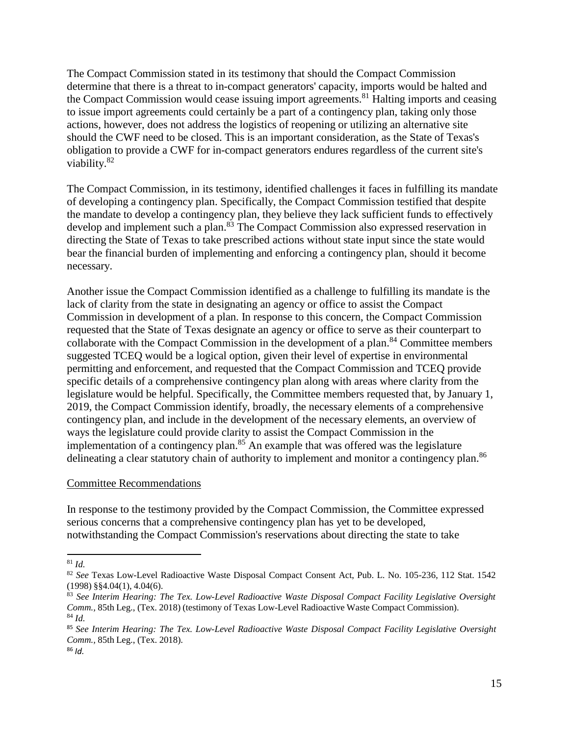The Compact Commission stated in its testimony that should the Compact Commission determine that there is a threat to in-compact generators' capacity, imports would be halted and the Compact Commission would cease issuing import agreements.[81] Halting imports and ceasing to issue import agreements could certainly be a part of a contingency plan, taking only those actions, however, does not address the logistics of reopening or utilizing an alternative site should the CWF need to be closed. This is an important consideration, as the State of Texas's obligation to provide a CWF for in-compact generators endures regardless of the current site's viability.[82]

The Compact Commission, in its testimony, identified challenges it faces in fulfilling its mandate of developing a contingency plan. Specifically, the Compact Commission testified that despite the mandate to develop a contingency plan, they believe they lack sufficient funds to effectively develop and implement such a plan.[83] The Compact Commission also expressed reservation in directing the State of Texas to take prescribed actions without state input since the state would bear the financial burden of implementing and enforcing a contingency plan, should it become necessary.

Another issue the Compact Commission identified as a challenge to fulfilling its mandate is the lack of clarity from the state in designating an agency or office to assist the Compact Commission in development of a plan. In response to this concern, the Compact Commission requested that the State of Texas designate an agency or office to serve as their counterpart to collaborate with the Compact Commission in the development of a plan.[84] Committee members suggested TCEQ would be a logical option, given their level of expertise in environmental permitting and enforcement, and requested that the Compact Commission and TCEQ provide specific details of a comprehensive contingency plan along with areas where clarity from the legislature would be helpful. Specifically, the Committee members requested that, by January 1, 2019, the Compact Commission identify, broadly, the necessary elements of a comprehensive contingency plan, and include in the development of the necessary elements, an overview of ways the legislature could provide clarity to assist the Compact Commission in the implementation of a contingency plan.[85] An example that was offered was the legislature delineating a clear statutory chain of authority to implement and monitor a contingency plan.[86]

<u>Committee Recommendations</u>

In response to the testimony provided by the Compact Commission, the Committee expressed serious concerns that a comprehensive contingency plan has yet to be developed, notwithstanding the Compact Commission's reservations about directing the state to take

---

[81] *Id.*

[82] *See* Texas Low-Level Radioactive Waste Disposal Compact Consent Act, Pub. L. No. 105-236, 112 Stat. 1542 (1998) §§4.04(1), 4.04(6).

[83] *See Interim Hearing: The Tex. Low-Level Radioactive Waste Disposal Compact Facility Legislative Oversight Comm.*, 85th Leg., (Tex. 2018) (testimony of Texas Low-Level Radioactive Waste Compact Commission).

[84] *Id.*

[85] *See Interim Hearing: The Tex. Low-Level Radioactive Waste Disposal Compact Facility Legislative Oversight Comm.*, 85th Leg., (Tex. 2018).

[86] *Id.*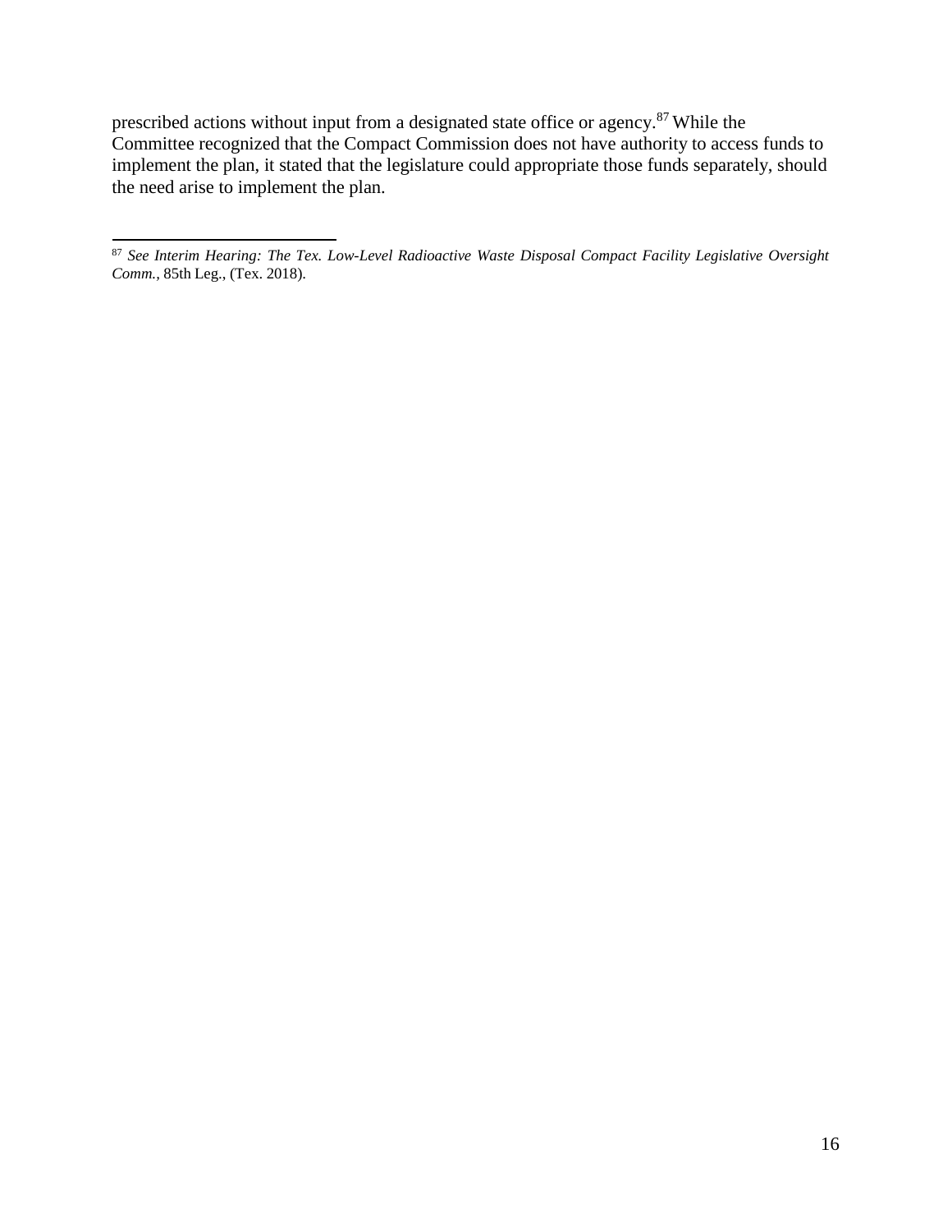prescribed actions without input from a designated state office or agency.[87] While the Committee recognized that the Compact Commission does not have authority to access funds to implement the plan, it stated that the legislature could appropriate those funds separately, should the need arise to implement the plan.

---

[87] *See Interim Hearing: The Tex. Low-Level Radioactive Waste Disposal Compact Facility Legislative Oversight Comm.*, 85th Leg., (Tex. 2018).